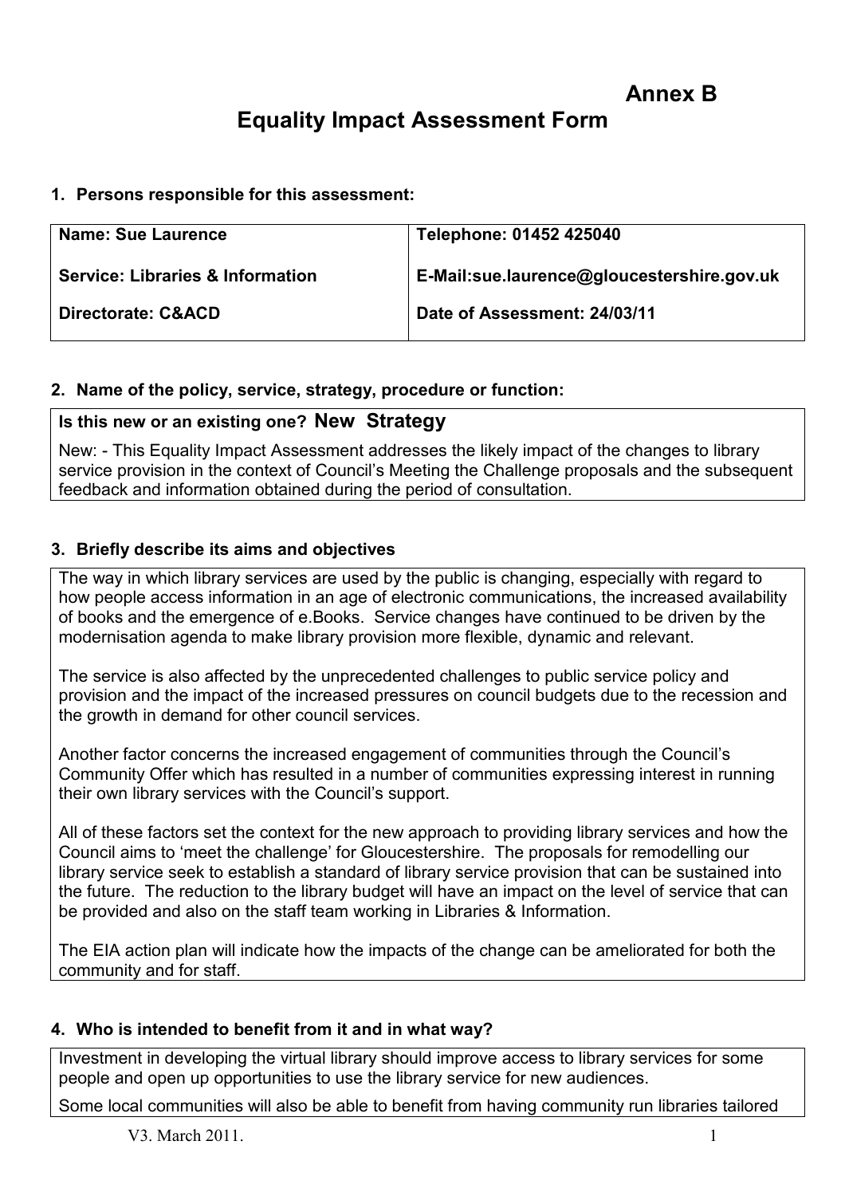**Annex B**

# Equality Impact Assessment Form

## 1. Persons responsible for this assessment:

| | |
|---|---|
| **Name: Sue Laurence** | **Telephone: 01452 425040** |
| **Service: Libraries & Information** | **E-Mail:sue.laurence@gloucestershire.gov.uk** |
| **Directorate: C&ACD** | **Date of Assessment: 24/03/11** |

## 2. Name of the policy, service, strategy, procedure or function:

**Is this new or an existing one? New Strategy**

New: - This Equality Impact Assessment addresses the likely impact of the changes to library service provision in the context of Council's Meeting the Challenge proposals and the subsequent feedback and information obtained during the period of consultation.

## 3. Briefly describe its aims and objectives

The way in which library services are used by the public is changing, especially with regard to how people access information in an age of electronic communications, the increased availability of books and the emergence of e.Books. Service changes have continued to be driven by the modernisation agenda to make library provision more flexible, dynamic and relevant.

The service is also affected by the unprecedented challenges to public service policy and provision and the impact of the increased pressures on council budgets due to the recession and the growth in demand for other council services.

Another factor concerns the increased engagement of communities through the Council's Community Offer which has resulted in a number of communities expressing interest in running their own library services with the Council's support.

All of these factors set the context for the new approach to providing library services and how the Council aims to 'meet the challenge' for Gloucestershire. The proposals for remodelling our library service seek to establish a standard of library service provision that can be sustained into the future. The reduction to the library budget will have an impact on the level of service that can be provided and also on the staff team working in Libraries & Information.

The EIA action plan will indicate how the impacts of the change can be ameliorated for both the community and for staff.

## 4. Who is intended to benefit from it and in what way?

Investment in developing the virtual library should improve access to library services for some people and open up opportunities to use the library service for new audiences.

Some local communities will also be able to benefit from having community run libraries tailored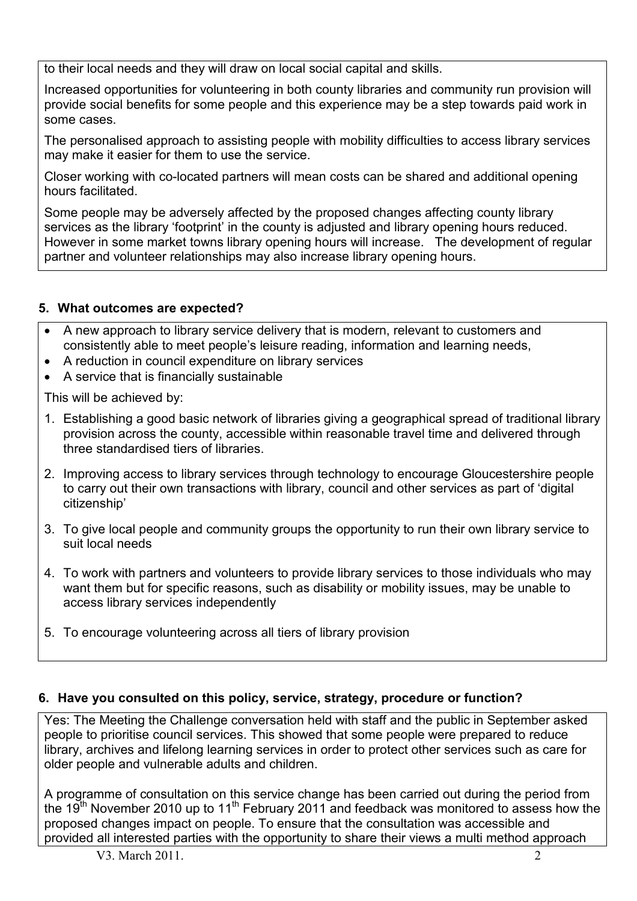to their local needs and they will draw on local social capital and skills.

Increased opportunities for volunteering in both county libraries and community run provision will provide social benefits for some people and this experience may be a step towards paid work in some cases.

The personalised approach to assisting people with mobility difficulties to access library services may make it easier for them to use the service.

Closer working with co-located partners will mean costs can be shared and additional opening hours facilitated.

Some people may be adversely affected by the proposed changes affecting county library services as the library 'footprint' in the county is adjusted and library opening hours reduced. However in some market towns library opening hours will increase. The development of regular partner and volunteer relationships may also increase library opening hours.

## 5. What outcomes are expected?

- A new approach to library service delivery that is modern, relevant to customers and consistently able to meet people's leisure reading, information and learning needs,
- A reduction in council expenditure on library services
- A service that is financially sustainable

This will be achieved by:

1. Establishing a good basic network of libraries giving a geographical spread of traditional library provision across the county, accessible within reasonable travel time and delivered through three standardised tiers of libraries.
2. Improving access to library services through technology to encourage Gloucestershire people to carry out their own transactions with library, council and other services as part of 'digital citizenship'
3. To give local people and community groups the opportunity to run their own library service to suit local needs
4. To work with partners and volunteers to provide library services to those individuals who may want them but for specific reasons, such as disability or mobility issues, may be unable to access library services independently
5. To encourage volunteering across all tiers of library provision

## 6. Have you consulted on this policy, service, strategy, procedure or function?

Yes: The Meeting the Challenge conversation held with staff and the public in September asked people to prioritise council services. This showed that some people were prepared to reduce library, archives and lifelong learning services in order to protect other services such as care for older people and vulnerable adults and children.

A programme of consultation on this service change has been carried out during the period from the 19th November 2010 up to 11th February 2011 and feedback was monitored to assess how the proposed changes impact on people. To ensure that the consultation was accessible and provided all interested parties with the opportunity to share their views a multi method approach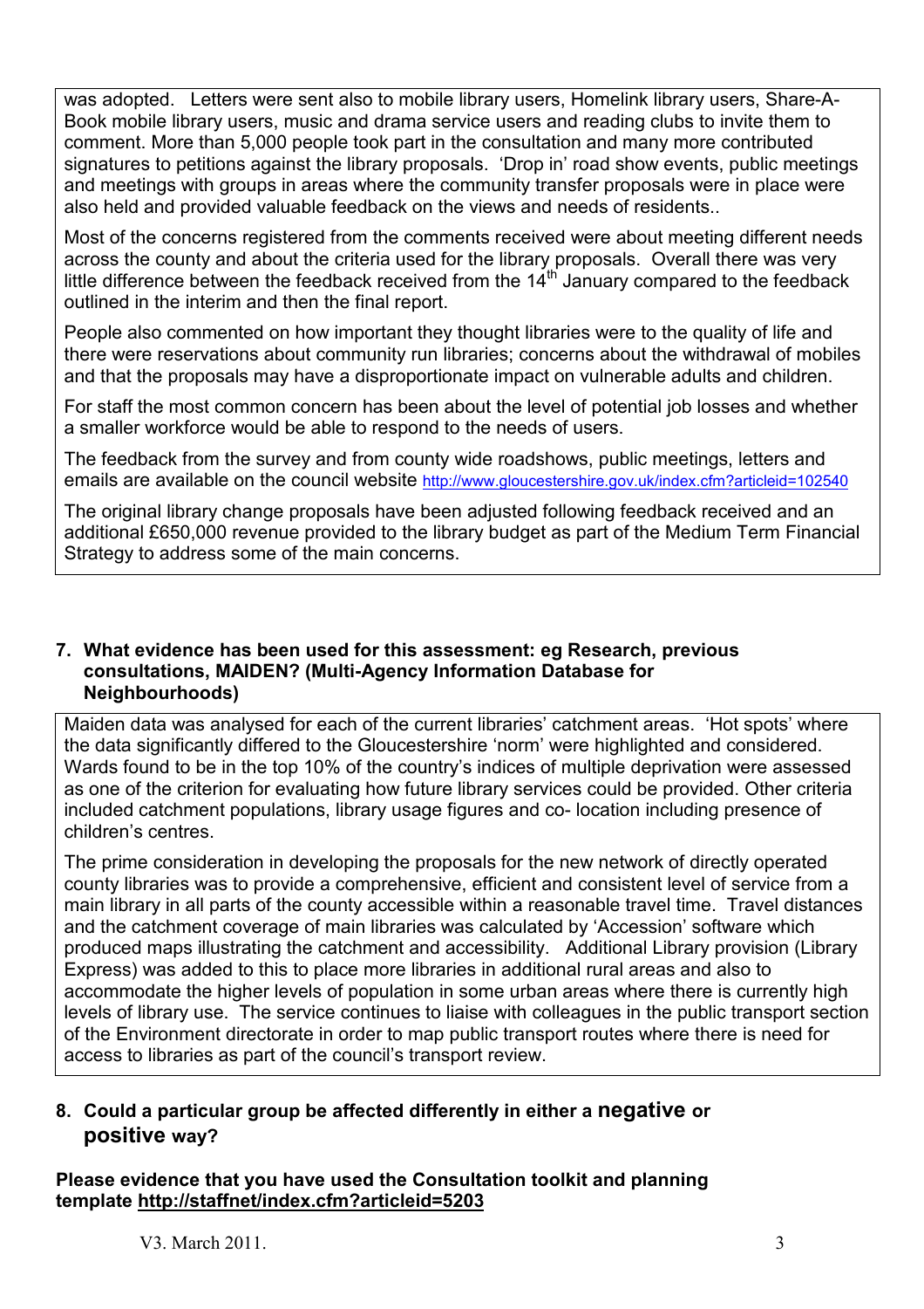was adopted. Letters were sent also to mobile library users, Homelink library users, Share-A-Book mobile library users, music and drama service users and reading clubs to invite them to comment. More than 5,000 people took part in the consultation and many more contributed signatures to petitions against the library proposals. 'Drop in' road show events, public meetings and meetings with groups in areas where the community transfer proposals were in place were also held and provided valuable feedback on the views and needs of residents..

Most of the concerns registered from the comments received were about meeting different needs across the county and about the criteria used for the library proposals. Overall there was very little difference between the feedback received from the 14th January compared to the feedback outlined in the interim and then the final report.

People also commented on how important they thought libraries were to the quality of life and there were reservations about community run libraries; concerns about the withdrawal of mobiles and that the proposals may have a disproportionate impact on vulnerable adults and children.

For staff the most common concern has been about the level of potential job losses and whether a smaller workforce would be able to respond to the needs of users.

The feedback from the survey and from county wide roadshows, public meetings, letters and emails are available on the council website http://www.gloucestershire.gov.uk/index.cfm?articleid=102540

The original library change proposals have been adjusted following feedback received and an additional £650,000 revenue provided to the library budget as part of the Medium Term Financial Strategy to address some of the main concerns.

**7. What evidence has been used for this assessment: eg Research, previous consultations, MAIDEN? (Multi-Agency Information Database for Neighbourhoods)**

Maiden data was analysed for each of the current libraries' catchment areas. 'Hot spots' where the data significantly differed to the Gloucestershire 'norm' were highlighted and considered. Wards found to be in the top 10% of the country's indices of multiple deprivation were assessed as one of the criterion for evaluating how future library services could be provided. Other criteria included catchment populations, library usage figures and co- location including presence of children's centres.

The prime consideration in developing the proposals for the new network of directly operated county libraries was to provide a comprehensive, efficient and consistent level of service from a main library in all parts of the county accessible within a reasonable travel time. Travel distances and the catchment coverage of main libraries was calculated by 'Accession' software which produced maps illustrating the catchment and accessibility. Additional Library provision (Library Express) was added to this to place more libraries in additional rural areas and also to accommodate the higher levels of population in some urban areas where there is currently high levels of library use. The service continues to liaise with colleagues in the public transport section of the Environment directorate in order to map public transport routes where there is need for access to libraries as part of the council's transport review.

**8. Could a particular group be affected differently in either a negative or positive way?**

**Please evidence that you have used the Consultation toolkit and planning template http://staffnet/index.cfm?articleid=5203**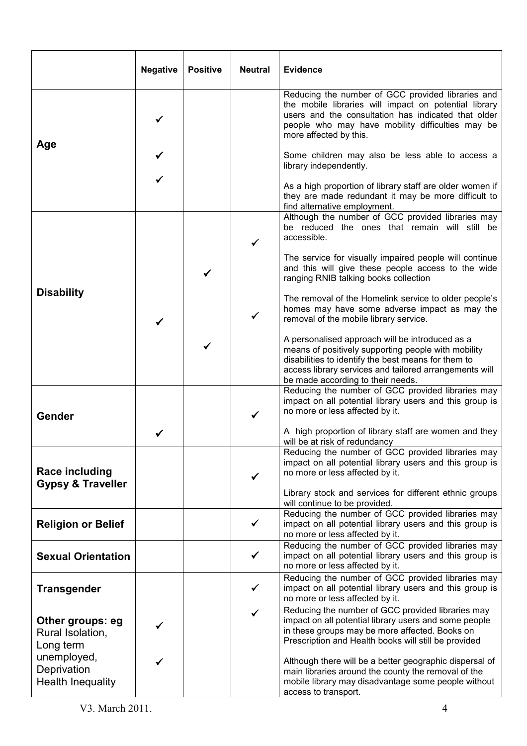| | Negative | Positive | Neutral | Evidence |
|---|---|---|---|---|
| **Age** | ✓<br><br>✓<br><br>✓ | | | Reducing the number of GCC provided libraries and the mobile libraries will impact on potential library users and the consultation has indicated that older people who may have mobility difficulties may be more affected by this.<br><br>Some children may also be less able to access a library independently.<br><br>As a high proportion of library staff are older women if they are made redundant it may be more difficult to find alternative employment. |
| **Disability** | ✓ | ✓<br><br>✓ | ✓<br><br>✓ | Although the number of GCC provided libraries may be reduced the ones that remain will still be accessible.<br><br>The service for visually impaired people will continue and this will give these people access to the wide ranging RNIB talking books collection<br><br>The removal of the Homelink service to older people's homes may have some adverse impact as may the removal of the mobile library service.<br><br>A personalised approach will be introduced as a means of positively supporting people with mobility disabilities to identify the best means for them to access library services and tailored arrangements will be made according to their needs. |
| **Gender** | ✓ | | ✓ | Reducing the number of GCC provided libraries may impact on all potential library users and this group is no more or less affected by it.<br><br>A high proportion of library staff are women and they will be at risk of redundancy |
| **Race including Gypsy & Traveller** | | | ✓ | Reducing the number of GCC provided libraries may impact on all potential library users and this group is no more or less affected by it.<br><br>Library stock and services for different ethnic groups will continue to be provided. |
| **Religion or Belief** | | | ✓ | Reducing the number of GCC provided libraries may impact on all potential library users and this group is no more or less affected by it. |
| **Sexual Orientation** | | | ✓ | Reducing the number of GCC provided libraries may impact on all potential library users and this group is no more or less affected by it. |
| **Transgender** | | | ✓ | Reducing the number of GCC provided libraries may impact on all potential library users and this group is no more or less affected by it. |
| **Other groups: eg** Rural Isolation, Long term unemployed, Deprivation Health Inequality | ✓<br><br>✓ | | ✓ | Reducing the number of GCC provided libraries may impact on all potential library users and some people in these groups may be more affected. Books on Prescription and Health books will still be provided<br><br>Although there will be a better geographic dispersal of main libraries around the county the removal of the mobile library may disadvantage some people without access to transport. |

V3. March 2011.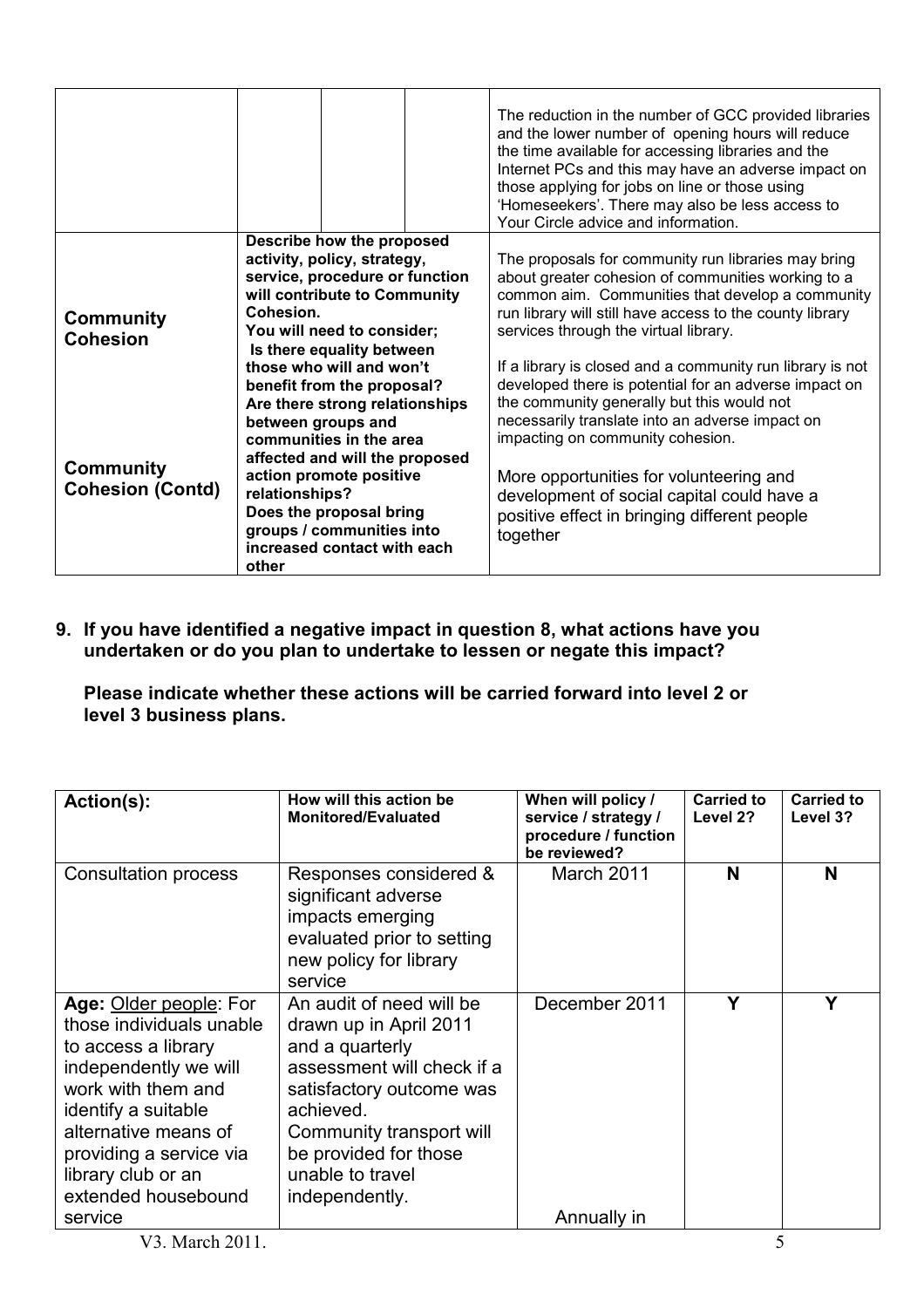| | | | | |
|---|---|---|---|---|
| | | | | The reduction in the number of GCC provided libraries and the lower number of opening hours will reduce the time available for accessing libraries and the Internet PCs and this may have an adverse impact on those applying for jobs on line or those using 'Homeseekers'. There may also be less access to Your Circle advice and information. |
| **Community Cohesion**<br><br>**Community Cohesion (Contd)** | **Describe how the proposed activity, policy, strategy, service, procedure or function will contribute to Community Cohesion.**<br>**You will need to consider;**<br>**Is there equality between those who will and won't benefit from the proposal?**<br>**Are there strong relationships between groups and communities in the area affected and will the proposed action promote positive relationships?**<br>**Does the proposal bring groups / communities into increased contact with each other** | | | The proposals for community run libraries may bring about greater cohesion of communities working to a common aim. Communities that develop a community run library will still have access to the county library services through the virtual library.<br><br>If a library is closed and a community run library is not developed there is potential for an adverse impact on the community generally but this would not necessarily translate into an adverse impact on impacting on community cohesion.<br><br>More opportunities for volunteering and development of social capital could have a positive effect in bringing different people together |

**9. If you have identified a negative impact in question 8, what actions have you undertaken or do you plan to undertake to lessen or negate this impact?**

**Please indicate whether these actions will be carried forward into level 2 or level 3 business plans.**

| **Action(s):** | **How will this action be Monitored/Evaluated** | **When will policy / service / strategy / procedure / function be reviewed?** | **Carried to Level 2?** | **Carried to Level 3?** |
|---|---|---|---|---|
| Consultation process | Responses considered & significant adverse impacts emerging evaluated prior to setting new policy for library service | March 2011 | **N** | **N** |
| **Age:** Older people: For those individuals unable to access a library independently we will work with them and identify a suitable alternative means of providing a service via library club or an extended housebound service | An audit of need will be drawn up in April 2011 and a quarterly assessment will check if a satisfactory outcome was achieved.<br>Community transport will be provided for those unable to travel independently. | December 2011<br><br>Annually in | **Y** | **Y** |

V3. March 2011.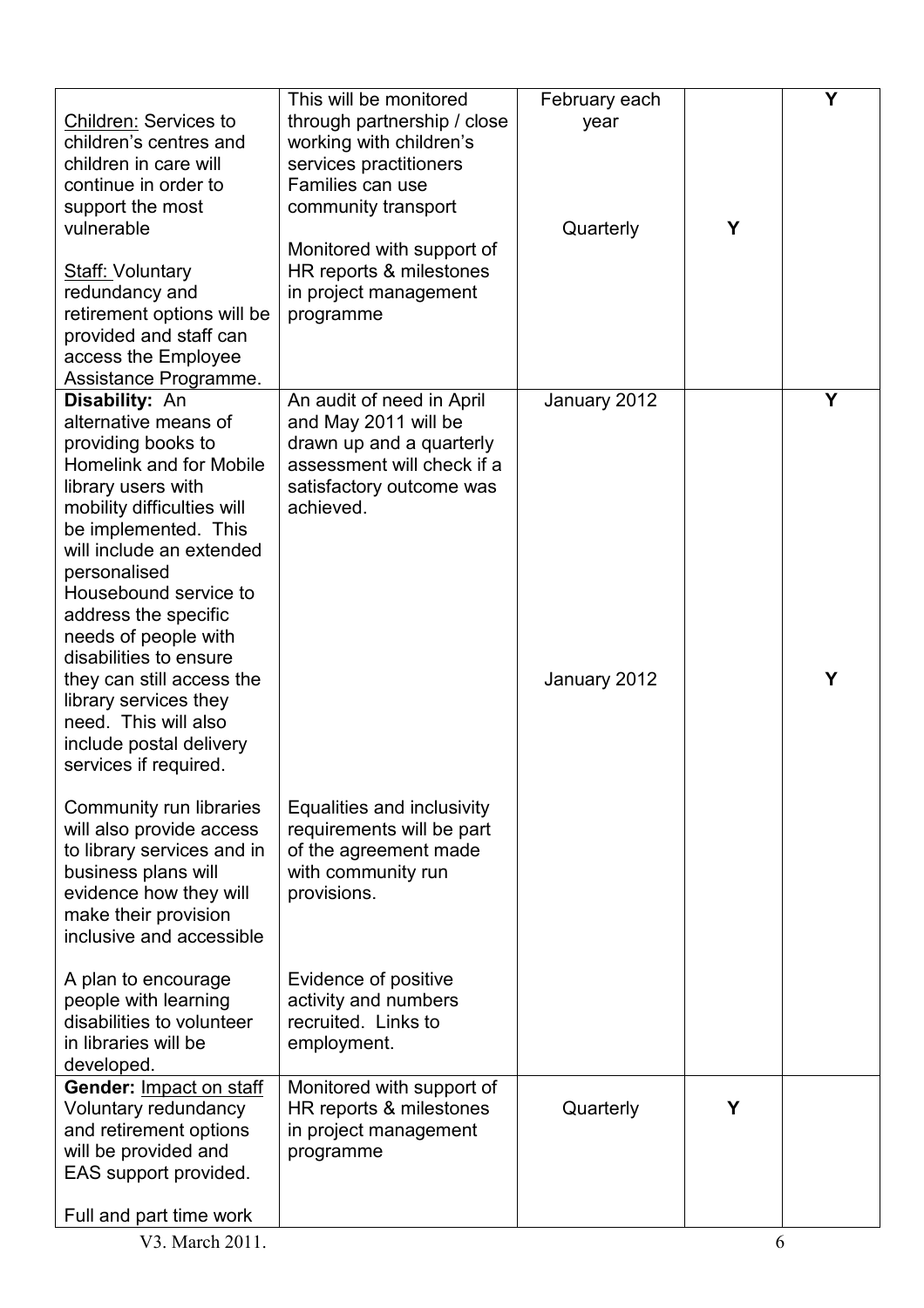| | | | | |
|---|---|---|---|---|
| Children: Services to children's centres and children in care will continue in order to support the most vulnerable<br><br>Staff: Voluntary redundancy and retirement options will be provided and staff can access the Employee Assistance Programme. | This will be monitored through partnership / close working with children's services practitioners Families can use community transport<br><br>Monitored with support of HR reports & milestones in project management programme | February each year<br><br>Quarterly | <br><br>Y | Y |
| **Disability:** An alternative means of providing books to Homelink and for Mobile library users with mobility difficulties will be implemented. This will include an extended personalised Housebound service to address the specific needs of people with disabilities to ensure they can still access the library services they need. This will also include postal delivery services if required.<br><br>Community run libraries will also provide access to library services and in business plans will evidence how they will make their provision inclusive and accessible<br><br>A plan to encourage people with learning disabilities to volunteer in libraries will be developed. | An audit of need in April and May 2011 will be drawn up and a quarterly assessment will check if a satisfactory outcome was achieved.<br><br>Equalities and inclusivity requirements will be part of the agreement made with community run provisions.<br><br>Evidence of positive activity and numbers recruited. Links to employment. | January 2012<br><br>January 2012 | | Y<br><br>Y |
| **Gender:** Impact on staff Voluntary redundancy and retirement options will be provided and EAS support provided.<br><br>Full and part time work | Monitored with support of HR reports & milestones in project management programme | Quarterly | Y | |

V3. March 2011.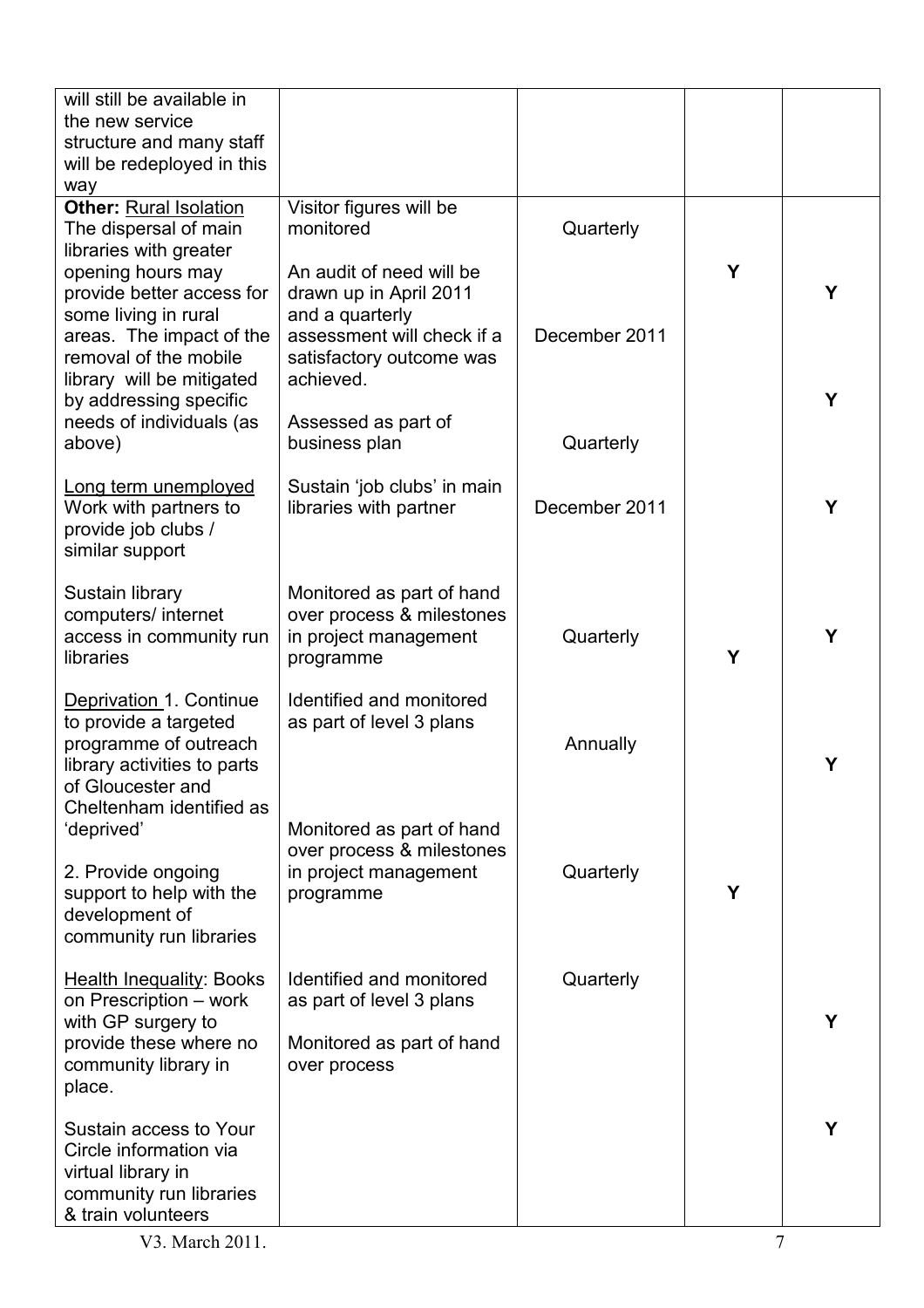| | | | | |
|---|---|---|---|---|
| will still be available in the new service structure and many staff will be redeployed in this way | | | | |
| **Other:** Rural Isolation<br>The dispersal of main libraries with greater opening hours may provide better access for some living in rural areas. The impact of the removal of the mobile library will be mitigated by addressing specific needs of individuals (as above) | Visitor figures will be monitored<br><br>An audit of need will be drawn up in April 2011 and a quarterly assessment will check if a satisfactory outcome was achieved.<br><br>Assessed as part of business plan | Quarterly<br><br>December 2011<br><br>Quarterly | **Y** | **Y**<br><br>**Y** |
| Long term unemployed<br>Work with partners to provide job clubs / similar support | Sustain 'job clubs' in main libraries with partner | December 2011 | | **Y** |
| Sustain library computers/ internet access in community run libraries | Monitored as part of hand over process & milestones in project management programme | Quarterly | **Y** | **Y** |
| Deprivation 1. Continue to provide a targeted programme of outreach library activities to parts of Gloucester and Cheltenham identified as 'deprived'<br><br>2. Provide ongoing support to help with the development of community run libraries | Identified and monitored as part of level 3 plans<br><br>Monitored as part of hand over process & milestones in project management programme | Annually<br><br>Quarterly | **Y** | **Y** |
| Health Inequality: Books on Prescription – work with GP surgery to provide these where no community library in place.<br><br>Sustain access to Your Circle information via virtual library in community run libraries & train volunteers | Identified and monitored as part of level 3 plans<br><br>Monitored as part of hand over process | Quarterly | | **Y**<br><br>**Y** |

V3. March 2011.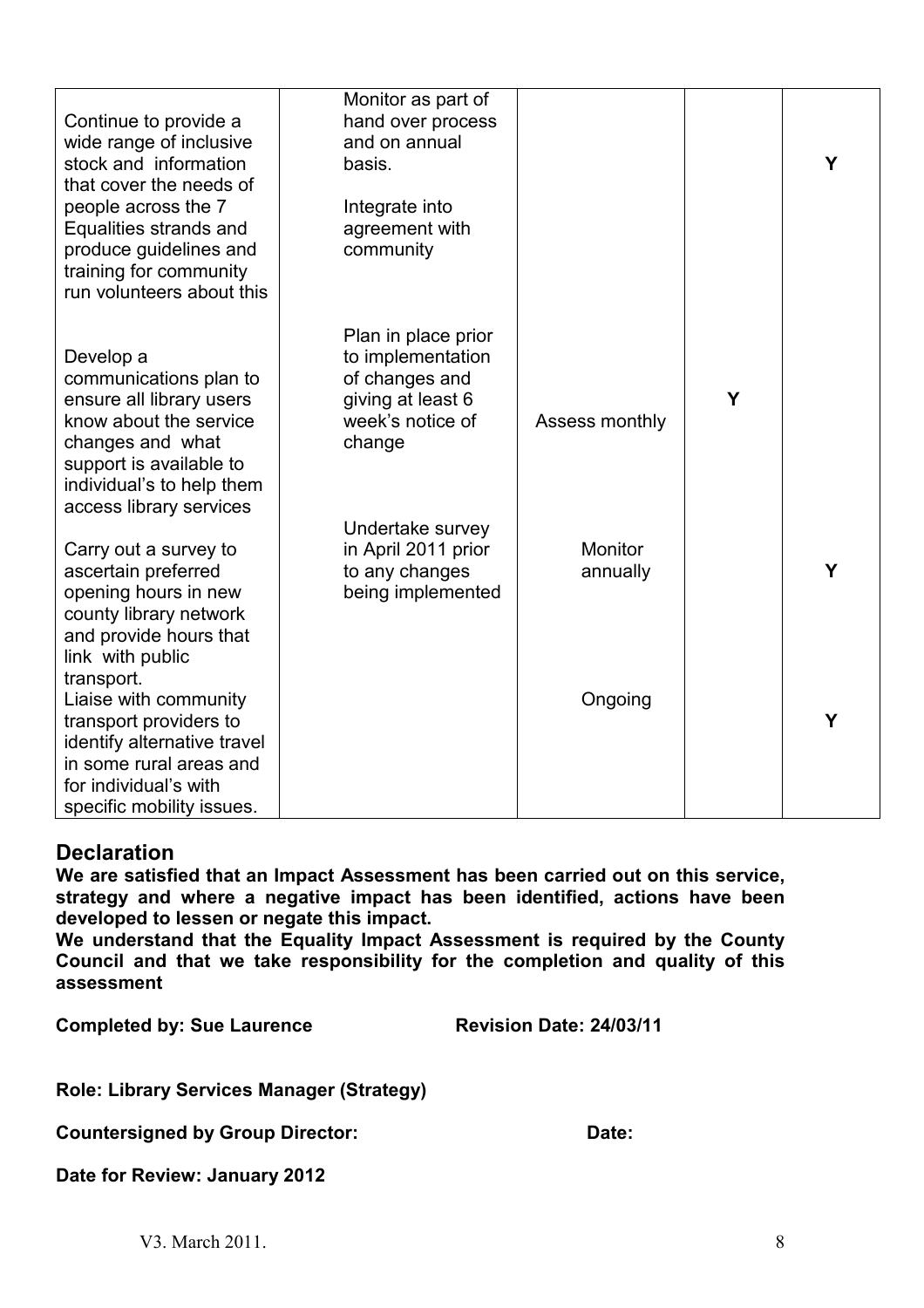| | | | | |
|---|---|---|---|---|
| Continue to provide a wide range of inclusive stock and information that cover the needs of people across the 7 Equalities strands and produce guidelines and training for community run volunteers about this | Monitor as part of hand over process and on annual basis.<br><br>Integrate into agreement with community | | | Y |
| Develop a communications plan to ensure all library users know about the service changes and what support is available to individual's to help them access library services | Plan in place prior to implementation of changes and giving at least 6 week's notice of change | Assess monthly | Y | |
| Carry out a survey to ascertain preferred opening hours in new county library network and provide hours that link with public transport. | Undertake survey in April 2011 prior to any changes being implemented | Monitor annually | | Y |
| Liaise with community transport providers to identify alternative travel in some rural areas and for individual's with specific mobility issues. | | Ongoing | | Y |

## Declaration

**We are satisfied that an Impact Assessment has been carried out on this service, strategy and where a negative impact has been identified, actions have been developed to lessen or negate this impact.**

**We understand that the Equality Impact Assessment is required by the County Council and that we take responsibility for the completion and quality of this assessment**

**Completed by: Sue Laurence** **Revision Date: 24/03/11**

**Role: Library Services Manager (Strategy)**

**Countersigned by Group Director:** **Date:**

**Date for Review: January 2012**

V3. March 2011.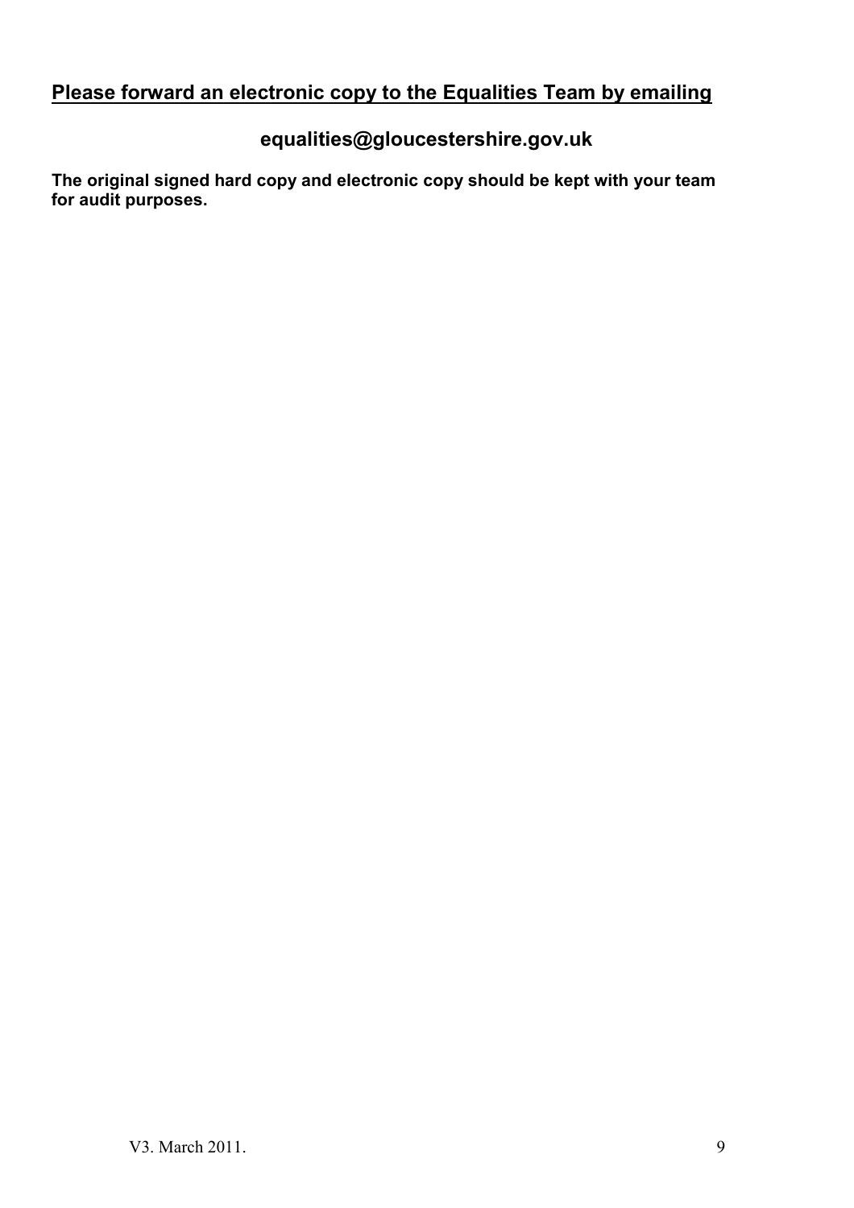**<u>Please forward an electronic copy to the Equalities Team by emailing</u>**

**equalities@gloucestershire.gov.uk**

**The original signed hard copy and electronic copy should be kept with your team for audit purposes.**

V3. March 2011.